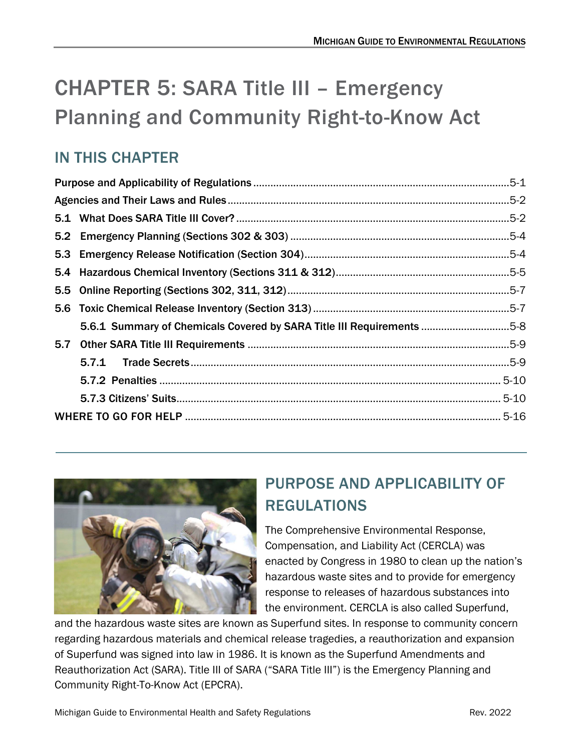# CHAPTER 5: SARA Title III – Emergency Planning and Community Right-to-Know Act

## IN THIS CHAPTER

Purpose and Applicability of Regulations .......... 5-1
Agencies and Their Laws and Rules .......... 5-2
5.1 What Does SARA Title III Cover? .......... 5-2
5.2 Emergency Planning (Sections 302 & 303) .......... 5-4
5.3 Emergency Release Notification (Section 304) .......... 5-4
5.4 Hazardous Chemical Inventory (Sections 311 & 312) .......... 5-5
5.5 Online Reporting (Sections 302, 311, 312) .......... 5-7
5.6 Toxic Chemical Release Inventory (Section 313) .......... 5-7
 5.6.1 Summary of Chemicals Covered by SARA Title III Requirements .......... 5-8
5.7 Other SARA Title III Requirements .......... 5-9
 5.7.1 Trade Secrets .......... 5-9
 5.7.2 Penalties .......... 5-10
 5.7.3 Citizens' Suits .......... 5-10
WHERE TO GO FOR HELP .......... 5-16

## PURPOSE AND APPLICABILITY OF REGULATIONS

The Comprehensive Environmental Response, Compensation, and Liability Act (CERCLA) was enacted by Congress in 1980 to clean up the nation's hazardous waste sites and to provide for emergency response to releases of hazardous substances into the environment. CERCLA is also called Superfund, and the hazardous waste sites are known as Superfund sites. In response to community concern regarding hazardous materials and chemical release tragedies, a reauthorization and expansion of Superfund was signed into law in 1986. It is known as the Superfund Amendments and Reauthorization Act (SARA). Title III of SARA ("SARA Title III") is the Emergency Planning and Community Right-To-Know Act (EPCRA).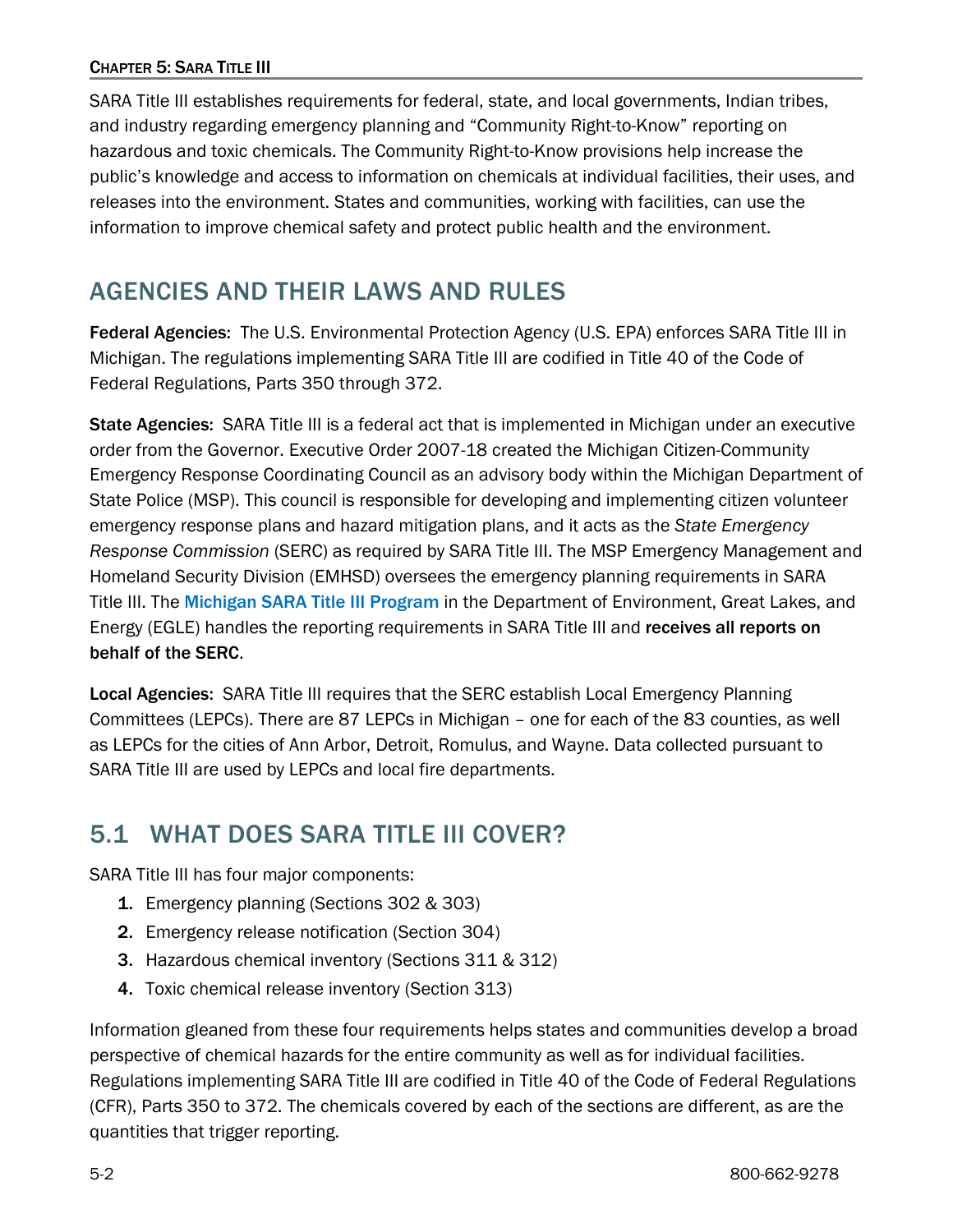SARA Title III establishes requirements for federal, state, and local governments, Indian tribes, and industry regarding emergency planning and "Community Right-to-Know" reporting on hazardous and toxic chemicals. The Community Right-to-Know provisions help increase the public's knowledge and access to information on chemicals at individual facilities, their uses, and releases into the environment. States and communities, working with facilities, can use the information to improve chemical safety and protect public health and the environment.

## AGENCIES AND THEIR LAWS AND RULES

**Federal Agencies:** The U.S. Environmental Protection Agency (U.S. EPA) enforces SARA Title III in Michigan. The regulations implementing SARA Title III are codified in Title 40 of the Code of Federal Regulations, Parts 350 through 372.

**State Agencies:** SARA Title III is a federal act that is implemented in Michigan under an executive order from the Governor. Executive Order 2007-18 created the Michigan Citizen-Community Emergency Response Coordinating Council as an advisory body within the Michigan Department of State Police (MSP). This council is responsible for developing and implementing citizen volunteer emergency response plans and hazard mitigation plans, and it acts as the *State Emergency Response Commission* (SERC) as required by SARA Title III. The MSP Emergency Management and Homeland Security Division (EMHSD) oversees the emergency planning requirements in SARA Title III. The Michigan SARA Title III Program in the Department of Environment, Great Lakes, and Energy (EGLE) handles the reporting requirements in SARA Title III and **receives all reports on behalf of the SERC**.

**Local Agencies:** SARA Title III requires that the SERC establish Local Emergency Planning Committees (LEPCs). There are 87 LEPCs in Michigan – one for each of the 83 counties, as well as LEPCs for the cities of Ann Arbor, Detroit, Romulus, and Wayne. Data collected pursuant to SARA Title III are used by LEPCs and local fire departments.

## 5.1 WHAT DOES SARA TITLE III COVER?

SARA Title III has four major components:

1. Emergency planning (Sections 302 & 303)
2. Emergency release notification (Section 304)
3. Hazardous chemical inventory (Sections 311 & 312)
4. Toxic chemical release inventory (Section 313)

Information gleaned from these four requirements helps states and communities develop a broad perspective of chemical hazards for the entire community as well as for individual facilities. Regulations implementing SARA Title III are codified in Title 40 of the Code of Federal Regulations (CFR), Parts 350 to 372. The chemicals covered by each of the sections are different, as are the quantities that trigger reporting.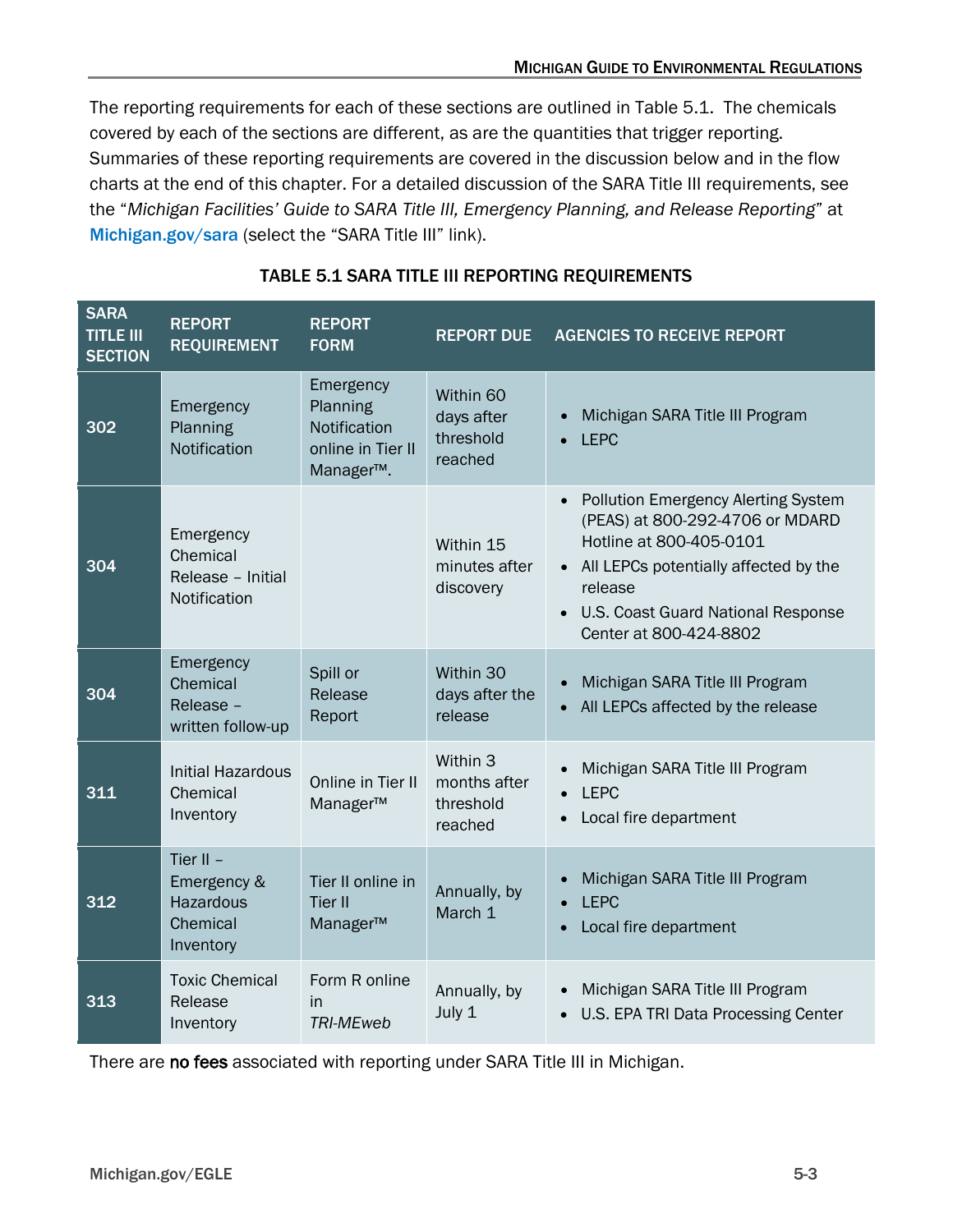The reporting requirements for each of these sections are outlined in Table 5.1. The chemicals covered by each of the sections are different, as are the quantities that trigger reporting. Summaries of these reporting requirements are covered in the discussion below and in the flow charts at the end of this chapter. For a detailed discussion of the SARA Title III requirements, see the "*Michigan Facilities' Guide to SARA Title III, Emergency Planning, and Release Reporting*" at **Michigan.gov/sara** (select the "SARA Title III" link).

**TABLE 5.1 SARA TITLE III REPORTING REQUIREMENTS**

| SARA TITLE III SECTION | REPORT REQUIREMENT | REPORT FORM | REPORT DUE | AGENCIES TO RECEIVE REPORT |
|---|---|---|---|---|
| 302 | Emergency Planning Notification | Emergency Planning Notification online in Tier II Manager™. | Within 60 days after threshold reached | • Michigan SARA Title III Program<br>• LEPC |
| 304 | Emergency Chemical Release – Initial Notification | | Within 15 minutes after discovery | • Pollution Emergency Alerting System (PEAS) at 800-292-4706 or MDARD Hotline at 800-405-0101<br>• All LEPCs potentially affected by the release<br>• U.S. Coast Guard National Response Center at 800-424-8802 |
| 304 | Emergency Chemical Release – written follow-up | Spill or Release Report | Within 30 days after the release | • Michigan SARA Title III Program<br>• All LEPCs affected by the release |
| 311 | Initial Hazardous Chemical Inventory | Online in Tier II Manager™ | Within 3 months after threshold reached | • Michigan SARA Title III Program<br>• LEPC<br>• Local fire department |
| 312 | Tier II – Emergency & Hazardous Chemical Inventory | Tier II online in Tier II Manager™ | Annually, by March 1 | • Michigan SARA Title III Program<br>• LEPC<br>• Local fire department |
| 313 | Toxic Chemical Release Inventory | Form R online in *TRI-MEweb* | Annually, by July 1 | • Michigan SARA Title III Program<br>• U.S. EPA TRI Data Processing Center |

There are **no fees** associated with reporting under SARA Title III in Michigan.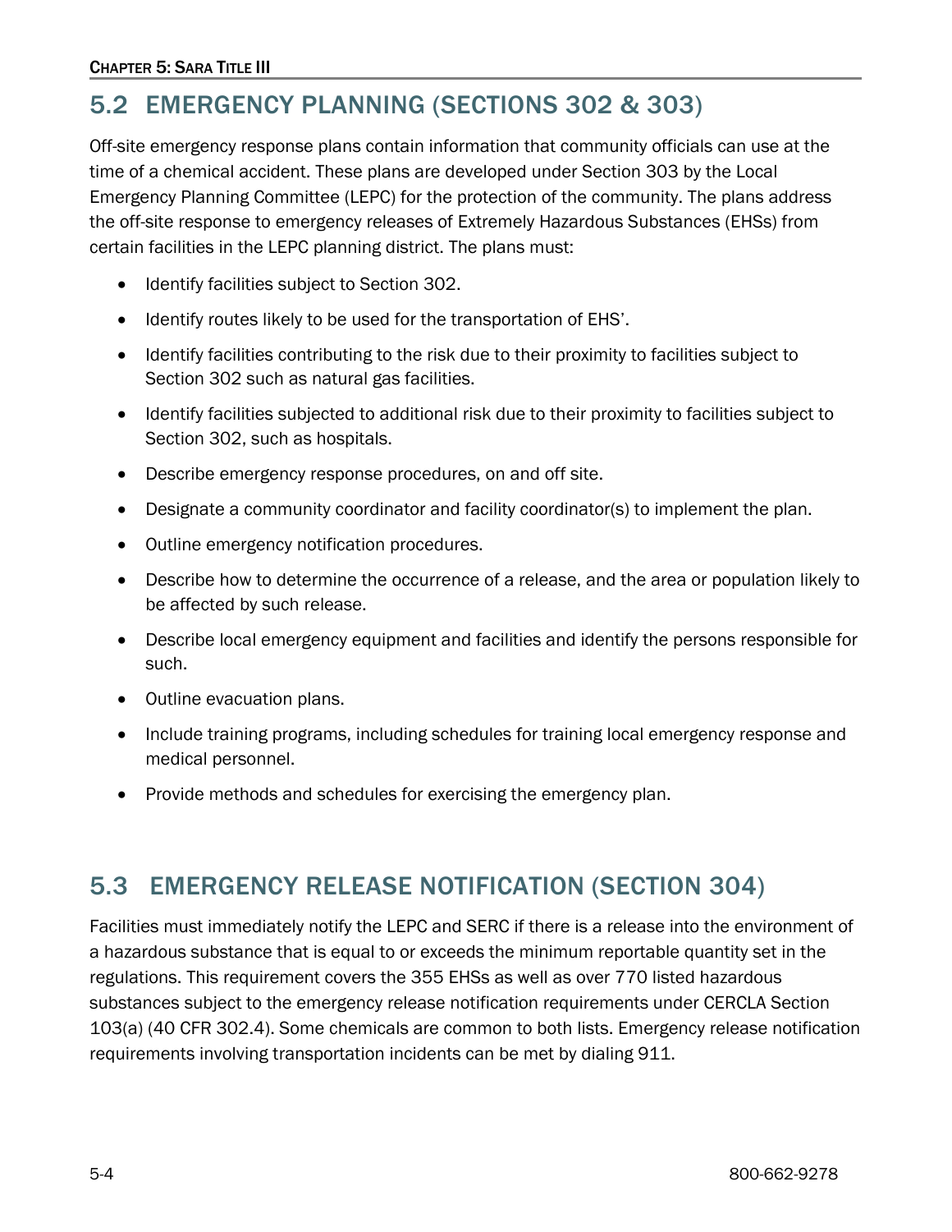## 5.2 EMERGENCY PLANNING (SECTIONS 302 & 303)

Off-site emergency response plans contain information that community officials can use at the time of a chemical accident. These plans are developed under Section 303 by the Local Emergency Planning Committee (LEPC) for the protection of the community. The plans address the off-site response to emergency releases of Extremely Hazardous Substances (EHSs) from certain facilities in the LEPC planning district. The plans must:

- Identify facilities subject to Section 302.
- Identify routes likely to be used for the transportation of EHS'.
- Identify facilities contributing to the risk due to their proximity to facilities subject to Section 302 such as natural gas facilities.
- Identify facilities subjected to additional risk due to their proximity to facilities subject to Section 302, such as hospitals.
- Describe emergency response procedures, on and off site.
- Designate a community coordinator and facility coordinator(s) to implement the plan.
- Outline emergency notification procedures.
- Describe how to determine the occurrence of a release, and the area or population likely to be affected by such release.
- Describe local emergency equipment and facilities and identify the persons responsible for such.
- Outline evacuation plans.
- Include training programs, including schedules for training local emergency response and medical personnel.
- Provide methods and schedules for exercising the emergency plan.

## 5.3 EMERGENCY RELEASE NOTIFICATION (SECTION 304)

Facilities must immediately notify the LEPC and SERC if there is a release into the environment of a hazardous substance that is equal to or exceeds the minimum reportable quantity set in the regulations. This requirement covers the 355 EHSs as well as over 770 listed hazardous substances subject to the emergency release notification requirements under CERCLA Section 103(a) (40 CFR 302.4). Some chemicals are common to both lists. Emergency release notification requirements involving transportation incidents can be met by dialing 911.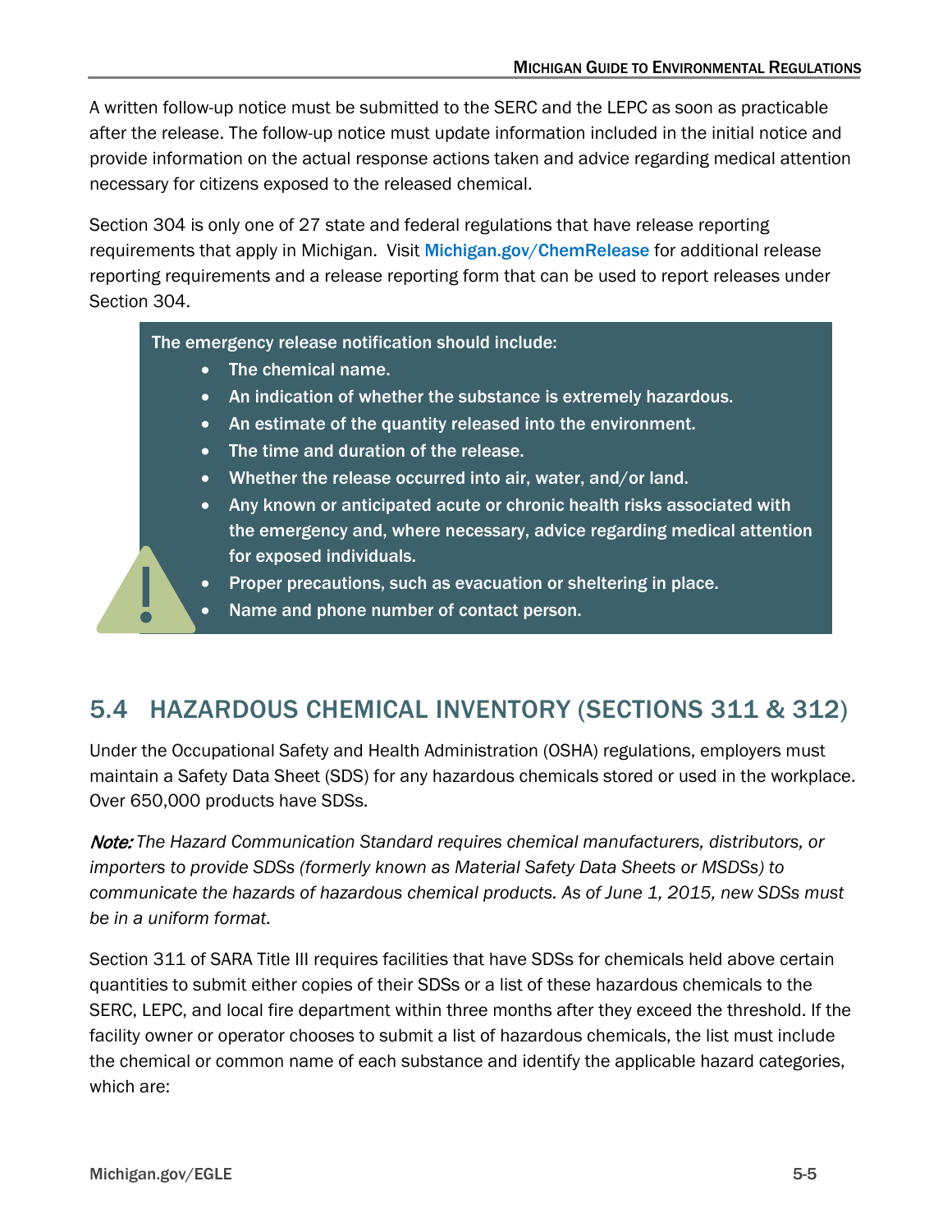A written follow-up notice must be submitted to the SERC and the LEPC as soon as practicable after the release. The follow-up notice must update information included in the initial notice and provide information on the actual response actions taken and advice regarding medical attention necessary for citizens exposed to the released chemical.

Section 304 is only one of 27 state and federal regulations that have release reporting requirements that apply in Michigan. Visit **Michigan.gov/ChemRelease** for additional release reporting requirements and a release reporting form that can be used to report releases under Section 304.

> The emergency release notification should include:
>
> - The chemical name.
> - An indication of whether the substance is extremely hazardous.
> - An estimate of the quantity released into the environment.
> - The time and duration of the release.
> - Whether the release occurred into air, water, and/or land.
> - Any known or anticipated acute or chronic health risks associated with the emergency and, where necessary, advice regarding medical attention for exposed individuals.
> - Proper precautions, such as evacuation or sheltering in place.
> - Name and phone number of contact person.

## 5.4 HAZARDOUS CHEMICAL INVENTORY (SECTIONS 311 & 312)

Under the Occupational Safety and Health Administration (OSHA) regulations, employers must maintain a Safety Data Sheet (SDS) for any hazardous chemicals stored or used in the workplace. Over 650,000 products have SDSs.

***Note:*** *The Hazard Communication Standard requires chemical manufacturers, distributors, or importers to provide SDSs (formerly known as Material Safety Data Sheets or MSDSs) to communicate the hazards of hazardous chemical products. As of June 1, 2015, new SDSs must be in a uniform format.*

Section 311 of SARA Title III requires facilities that have SDSs for chemicals held above certain quantities to submit either copies of their SDSs or a list of these hazardous chemicals to the SERC, LEPC, and local fire department within three months after they exceed the threshold. If the facility owner or operator chooses to submit a list of hazardous chemicals, the list must include the chemical or common name of each substance and identify the applicable hazard categories, which are: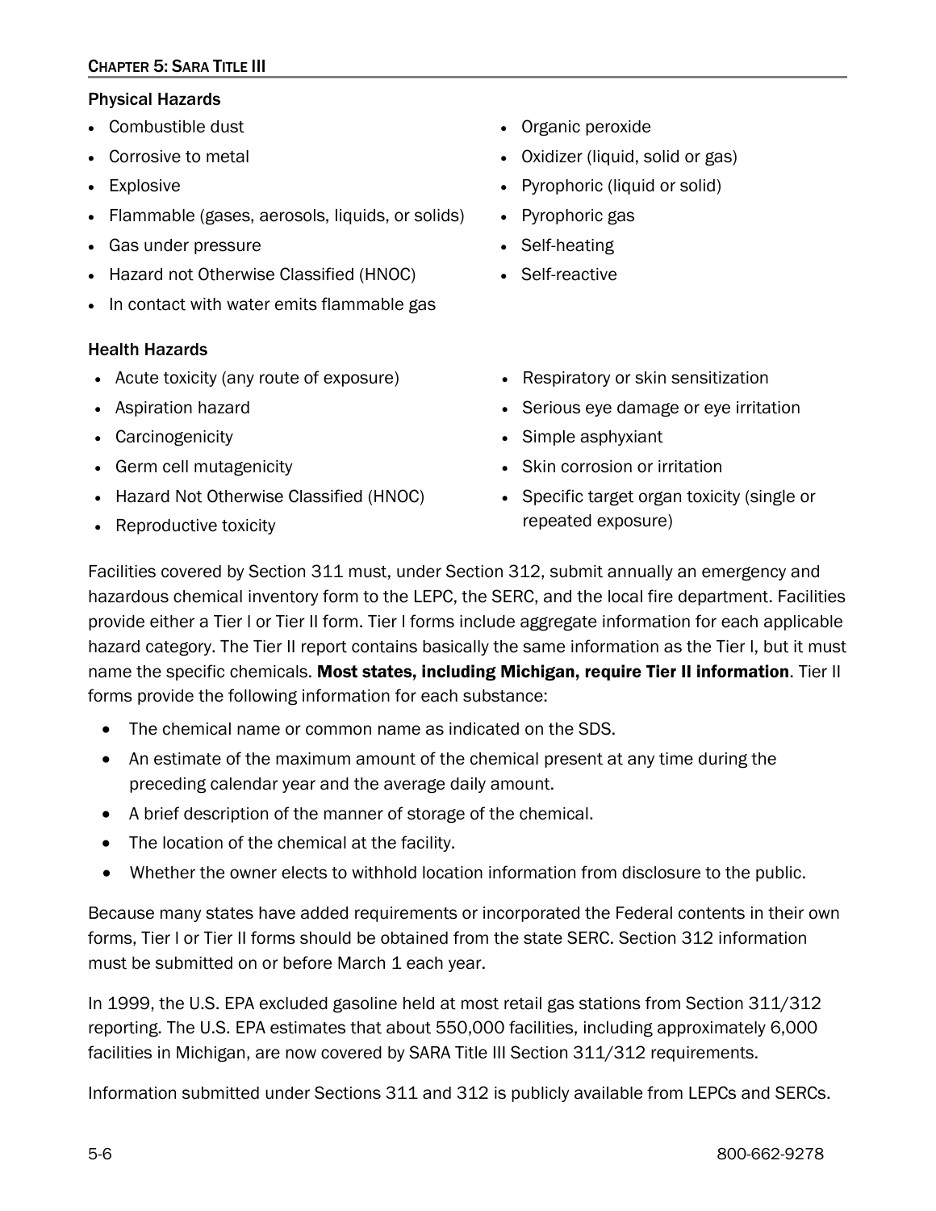### Physical Hazards

- Combustible dust
- Corrosive to metal
- Explosive
- Flammable (gases, aerosols, liquids, or solids)
- Gas under pressure
- Hazard not Otherwise Classified (HNOC)
- In contact with water emits flammable gas
- Organic peroxide
- Oxidizer (liquid, solid or gas)
- Pyrophoric (liquid or solid)
- Pyrophoric gas
- Self-heating
- Self-reactive

### Health Hazards

- Acute toxicity (any route of exposure)
- Aspiration hazard
- Carcinogenicity
- Germ cell mutagenicity
- Hazard Not Otherwise Classified (HNOC)
- Reproductive toxicity
- Respiratory or skin sensitization
- Serious eye damage or eye irritation
- Simple asphyxiant
- Skin corrosion or irritation
- Specific target organ toxicity (single or repeated exposure)

Facilities covered by Section 311 must, under Section 312, submit annually an emergency and hazardous chemical inventory form to the LEPC, the SERC, and the local fire department. Facilities provide either a Tier I or Tier II form. Tier I forms include aggregate information for each applicable hazard category. The Tier II report contains basically the same information as the Tier I, but it must name the specific chemicals. **Most states, including Michigan, require Tier II information**. Tier II forms provide the following information for each substance:

- The chemical name or common name as indicated on the SDS.
- An estimate of the maximum amount of the chemical present at any time during the preceding calendar year and the average daily amount.
- A brief description of the manner of storage of the chemical.
- The location of the chemical at the facility.
- Whether the owner elects to withhold location information from disclosure to the public.

Because many states have added requirements or incorporated the Federal contents in their own forms, Tier I or Tier II forms should be obtained from the state SERC. Section 312 information must be submitted on or before March 1 each year.

In 1999, the U.S. EPA excluded gasoline held at most retail gas stations from Section 311/312 reporting. The U.S. EPA estimates that about 550,000 facilities, including approximately 6,000 facilities in Michigan, are now covered by SARA Title III Section 311/312 requirements.

Information submitted under Sections 311 and 312 is publicly available from LEPCs and SERCs.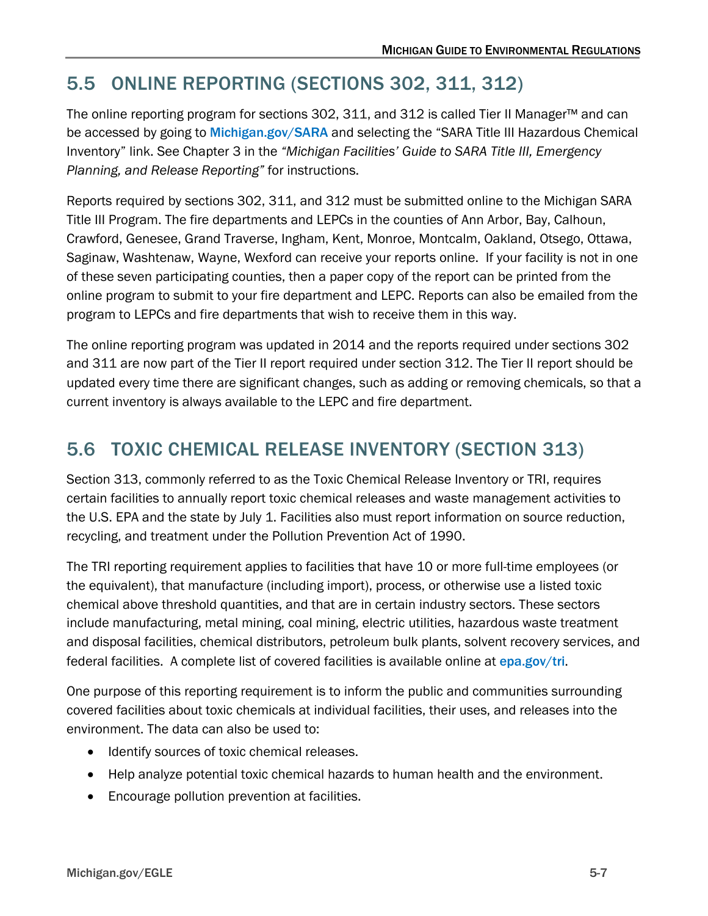## 5.5 ONLINE REPORTING (SECTIONS 302, 311, 312)

The online reporting program for sections 302, 311, and 312 is called Tier II Manager™ and can be accessed by going to Michigan.gov/SARA and selecting the "SARA Title III Hazardous Chemical Inventory" link. See Chapter 3 in the *"Michigan Facilities' Guide to SARA Title III, Emergency Planning, and Release Reporting"* for instructions.

Reports required by sections 302, 311, and 312 must be submitted online to the Michigan SARA Title III Program. The fire departments and LEPCs in the counties of Ann Arbor, Bay, Calhoun, Crawford, Genesee, Grand Traverse, Ingham, Kent, Monroe, Montcalm, Oakland, Otsego, Ottawa, Saginaw, Washtenaw, Wayne, Wexford can receive your reports online. If your facility is not in one of these seven participating counties, then a paper copy of the report can be printed from the online program to submit to your fire department and LEPC. Reports can also be emailed from the program to LEPCs and fire departments that wish to receive them in this way.

The online reporting program was updated in 2014 and the reports required under sections 302 and 311 are now part of the Tier II report required under section 312. The Tier II report should be updated every time there are significant changes, such as adding or removing chemicals, so that a current inventory is always available to the LEPC and fire department.

## 5.6 TOXIC CHEMICAL RELEASE INVENTORY (SECTION 313)

Section 313, commonly referred to as the Toxic Chemical Release Inventory or TRI, requires certain facilities to annually report toxic chemical releases and waste management activities to the U.S. EPA and the state by July 1. Facilities also must report information on source reduction, recycling, and treatment under the Pollution Prevention Act of 1990.

The TRI reporting requirement applies to facilities that have 10 or more full-time employees (or the equivalent), that manufacture (including import), process, or otherwise use a listed toxic chemical above threshold quantities, and that are in certain industry sectors. These sectors include manufacturing, metal mining, coal mining, electric utilities, hazardous waste treatment and disposal facilities, chemical distributors, petroleum bulk plants, solvent recovery services, and federal facilities. A complete list of covered facilities is available online at epa.gov/tri.

One purpose of this reporting requirement is to inform the public and communities surrounding covered facilities about toxic chemicals at individual facilities, their uses, and releases into the environment. The data can also be used to:

- Identify sources of toxic chemical releases.
- Help analyze potential toxic chemical hazards to human health and the environment.
- Encourage pollution prevention at facilities.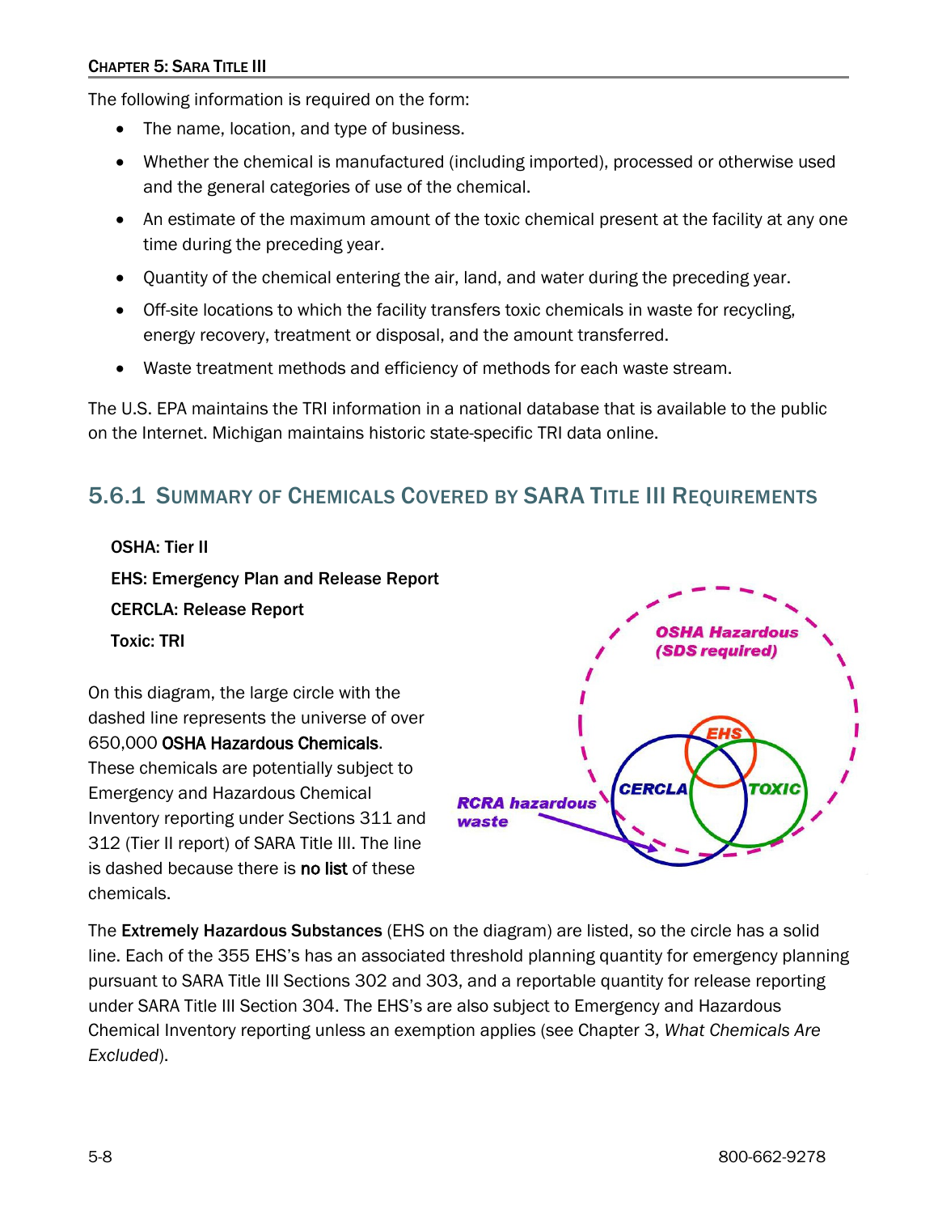The following information is required on the form:

- The name, location, and type of business.
- Whether the chemical is manufactured (including imported), processed or otherwise used and the general categories of use of the chemical.
- An estimate of the maximum amount of the toxic chemical present at the facility at any one time during the preceding year.
- Quantity of the chemical entering the air, land, and water during the preceding year.
- Off-site locations to which the facility transfers toxic chemicals in waste for recycling, energy recovery, treatment or disposal, and the amount transferred.
- Waste treatment methods and efficiency of methods for each waste stream.

The U.S. EPA maintains the TRI information in a national database that is available to the public on the Internet. Michigan maintains historic state-specific TRI data online.

## 5.6.1 Summary of Chemicals Covered by SARA Title III Requirements

**OSHA: Tier II**

**EHS: Emergency Plan and Release Report**

**CERCLA: Release Report**

**Toxic: TRI**

On this diagram, the large circle with the dashed line represents the universe of over 650,000 **OSHA Hazardous Chemicals**. These chemicals are potentially subject to Emergency and Hazardous Chemical Inventory reporting under Sections 311 and 312 (Tier II report) of SARA Title III. The line is dashed because there is **no list** of these chemicals.

The **Extremely Hazardous Substances** (EHS on the diagram) are listed, so the circle has a solid line. Each of the 355 EHS's has an associated threshold planning quantity for emergency planning pursuant to SARA Title III Sections 302 and 303, and a reportable quantity for release reporting under SARA Title III Section 304. The EHS's are also subject to Emergency and Hazardous Chemical Inventory reporting unless an exemption applies (see Chapter 3, *What Chemicals Are Excluded*).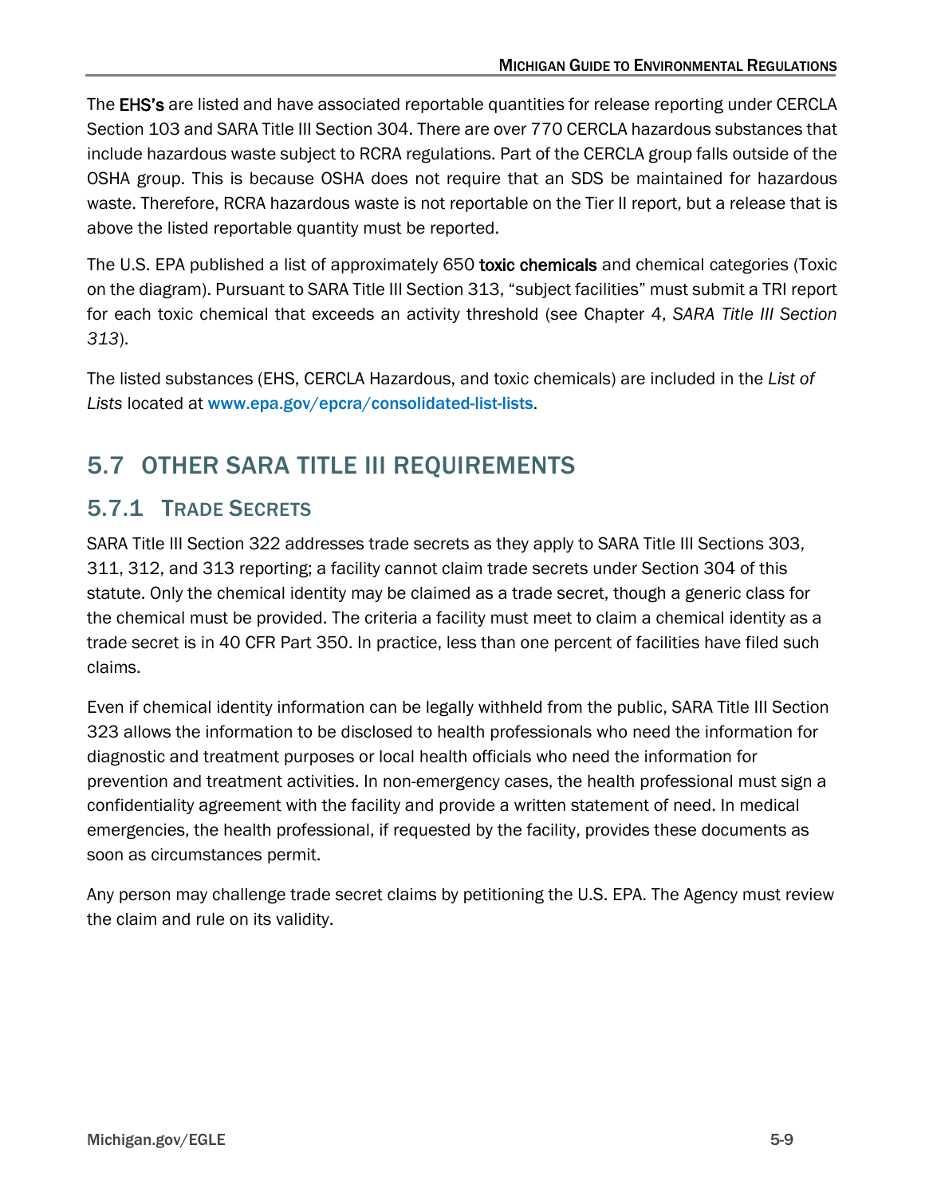The **EHS's** are listed and have associated reportable quantities for release reporting under CERCLA Section 103 and SARA Title III Section 304. There are over 770 CERCLA hazardous substances that include hazardous waste subject to RCRA regulations. Part of the CERCLA group falls outside of the OSHA group. This is because OSHA does not require that an SDS be maintained for hazardous waste. Therefore, RCRA hazardous waste is not reportable on the Tier II report, but a release that is above the listed reportable quantity must be reported.

The U.S. EPA published a list of approximately 650 **toxic chemicals** and chemical categories (Toxic on the diagram). Pursuant to SARA Title III Section 313, "subject facilities" must submit a TRI report for each toxic chemical that exceeds an activity threshold (see Chapter 4, *SARA Title III Section 313*).

The listed substances (EHS, CERCLA Hazardous, and toxic chemicals) are included in the *List of Lists* located at www.epa.gov/epcra/consolidated-list-lists.

## 5.7 OTHER SARA TITLE III REQUIREMENTS

### 5.7.1 Trade Secrets

SARA Title III Section 322 addresses trade secrets as they apply to SARA Title III Sections 303, 311, 312, and 313 reporting; a facility cannot claim trade secrets under Section 304 of this statute. Only the chemical identity may be claimed as a trade secret, though a generic class for the chemical must be provided. The criteria a facility must meet to claim a chemical identity as a trade secret is in 40 CFR Part 350. In practice, less than one percent of facilities have filed such claims.

Even if chemical identity information can be legally withheld from the public, SARA Title III Section 323 allows the information to be disclosed to health professionals who need the information for diagnostic and treatment purposes or local health officials who need the information for prevention and treatment activities. In non-emergency cases, the health professional must sign a confidentiality agreement with the facility and provide a written statement of need. In medical emergencies, the health professional, if requested by the facility, provides these documents as soon as circumstances permit.

Any person may challenge trade secret claims by petitioning the U.S. EPA. The Agency must review the claim and rule on its validity.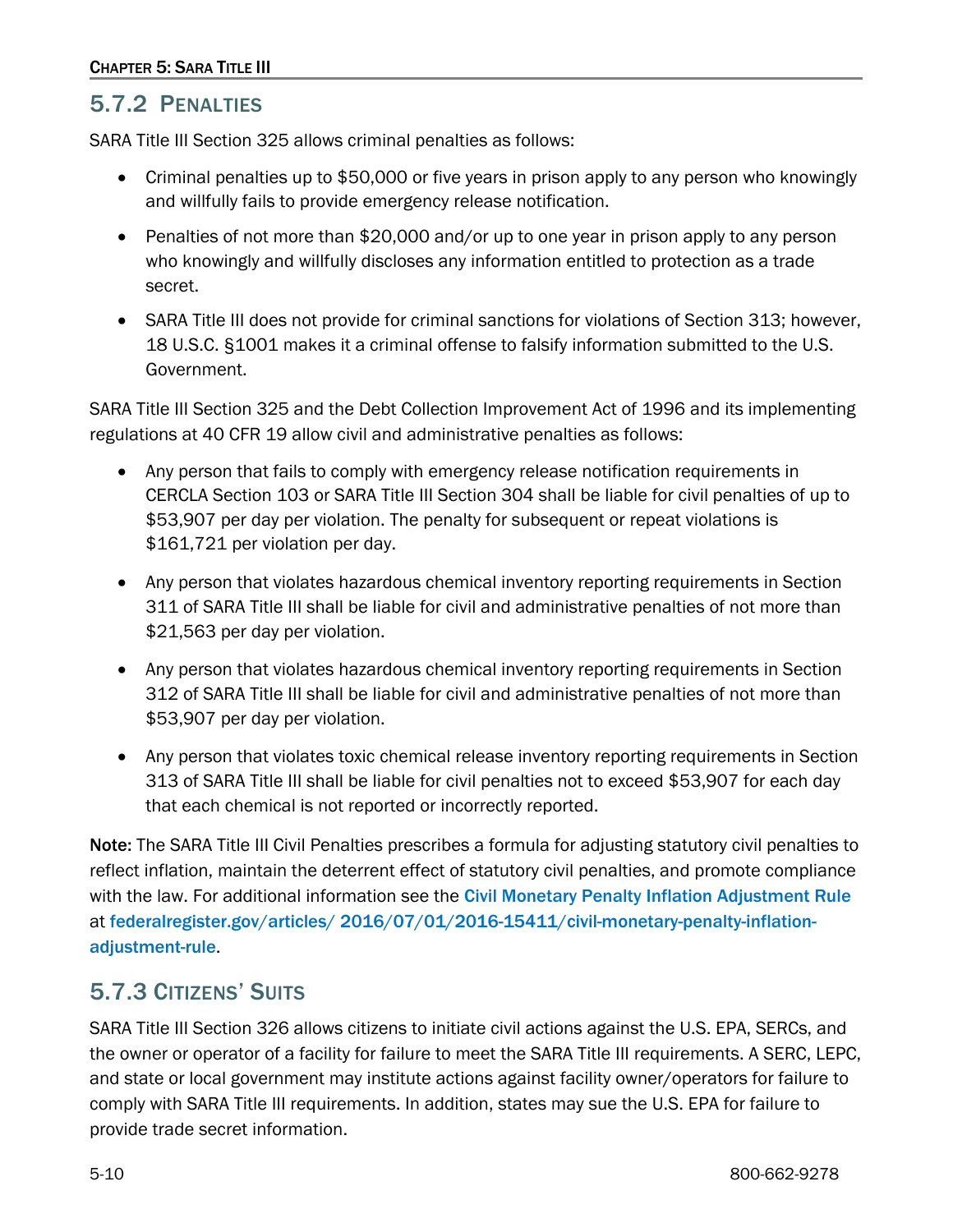## 5.7.2 Penalties

SARA Title III Section 325 allows criminal penalties as follows:

- Criminal penalties up to $50,000 or five years in prison apply to any person who knowingly and willfully fails to provide emergency release notification.
- Penalties of not more than $20,000 and/or up to one year in prison apply to any person who knowingly and willfully discloses any information entitled to protection as a trade secret.
- SARA Title III does not provide for criminal sanctions for violations of Section 313; however, 18 U.S.C. §1001 makes it a criminal offense to falsify information submitted to the U.S. Government.

SARA Title III Section 325 and the Debt Collection Improvement Act of 1996 and its implementing regulations at 40 CFR 19 allow civil and administrative penalties as follows:

- Any person that fails to comply with emergency release notification requirements in CERCLA Section 103 or SARA Title III Section 304 shall be liable for civil penalties of up to $53,907 per day per violation. The penalty for subsequent or repeat violations is $161,721 per violation per day.
- Any person that violates hazardous chemical inventory reporting requirements in Section 311 of SARA Title III shall be liable for civil and administrative penalties of not more than $21,563 per day per violation.
- Any person that violates hazardous chemical inventory reporting requirements in Section 312 of SARA Title III shall be liable for civil and administrative penalties of not more than $53,907 per day per violation.
- Any person that violates toxic chemical release inventory reporting requirements in Section 313 of SARA Title III shall be liable for civil penalties not to exceed $53,907 for each day that each chemical is not reported or incorrectly reported.

**Note:** The SARA Title III Civil Penalties prescribes a formula for adjusting statutory civil penalties to reflect inflation, maintain the deterrent effect of statutory civil penalties, and promote compliance with the law. For additional information see the Civil Monetary Penalty Inflation Adjustment Rule at federalregister.gov/articles/ 2016/07/01/2016-15411/civil-monetary-penalty-inflation-adjustment-rule.

## 5.7.3 Citizens' Suits

SARA Title III Section 326 allows citizens to initiate civil actions against the U.S. EPA, SERCs, and the owner or operator of a facility for failure to meet the SARA Title III requirements. A SERC, LEPC, and state or local government may institute actions against facility owner/operators for failure to comply with SARA Title III requirements. In addition, states may sue the U.S. EPA for failure to provide trade secret information.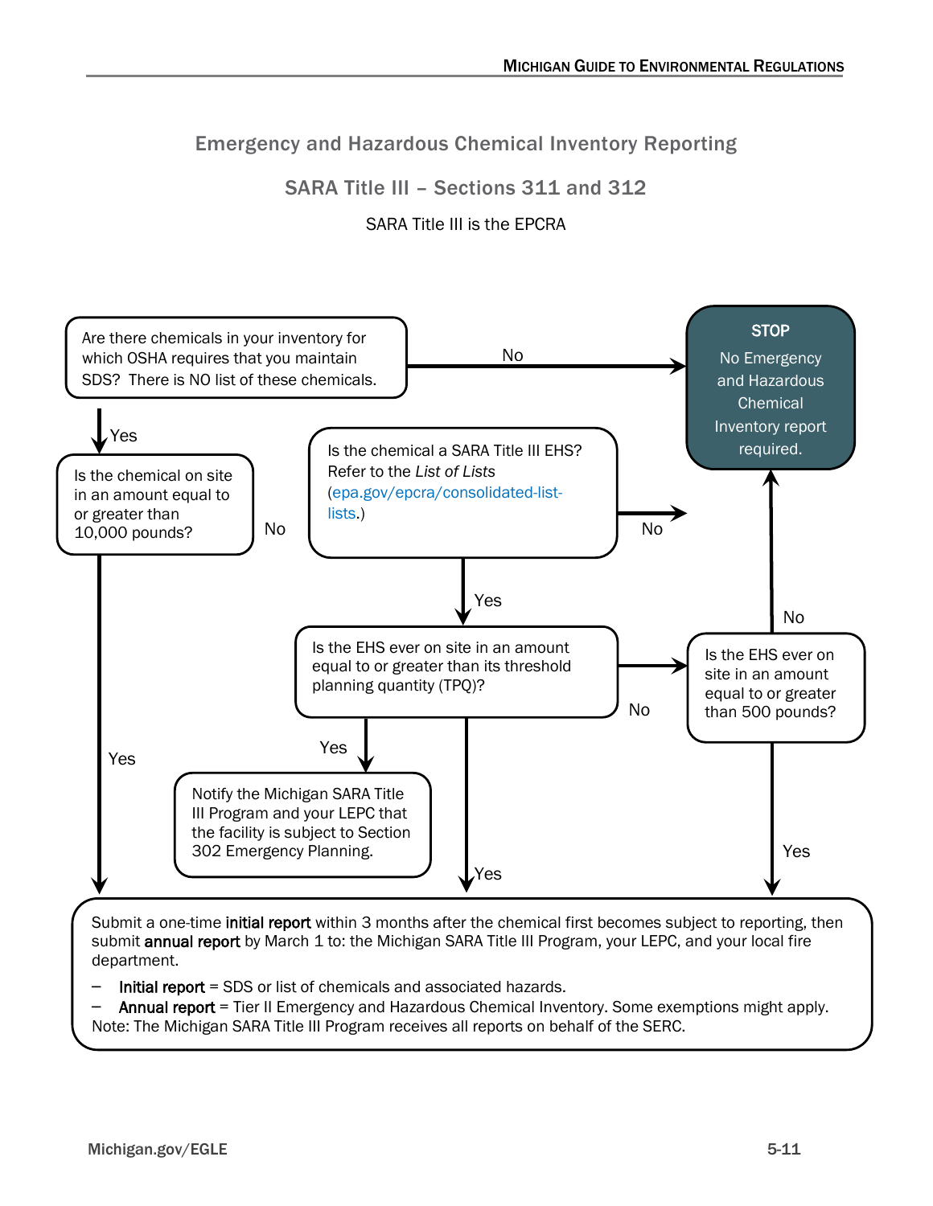## Emergency and Hazardous Chemical Inventory Reporting

## SARA Title III – Sections 311 and 312

SARA Title III is the EPCRA

Are there chemicals in your inventory for which OSHA requires that you maintain SDS? There is NO list of these chemicals.

No

**STOP**

No Emergency and Hazardous Chemical Inventory report required.

Yes

Is the chemical on site in an amount equal to or greater than 10,000 pounds?

No

Is the chemical a SARA Title III EHS? Refer to the *List of Lists* (epa.gov/epcra/consolidated-list-lists.)

No

Yes

No

Is the EHS ever on site in an amount equal to or greater than its threshold planning quantity (TPQ)?

No

Is the EHS ever on site in an amount equal to or greater than 500 pounds?

Yes

Yes

Notify the Michigan SARA Title III Program and your LEPC that the facility is subject to Section 302 Emergency Planning.

Yes

Yes

Submit a one-time **initial report** within 3 months after the chemical first becomes subject to reporting, then submit **annual report** by March 1 to: the Michigan SARA Title III Program, your LEPC, and your local fire department.

- **Initial report** = SDS or list of chemicals and associated hazards.
- **Annual report** = Tier II Emergency and Hazardous Chemical Inventory. Some exemptions might apply.

Note: The Michigan SARA Title III Program receives all reports on behalf of the SERC.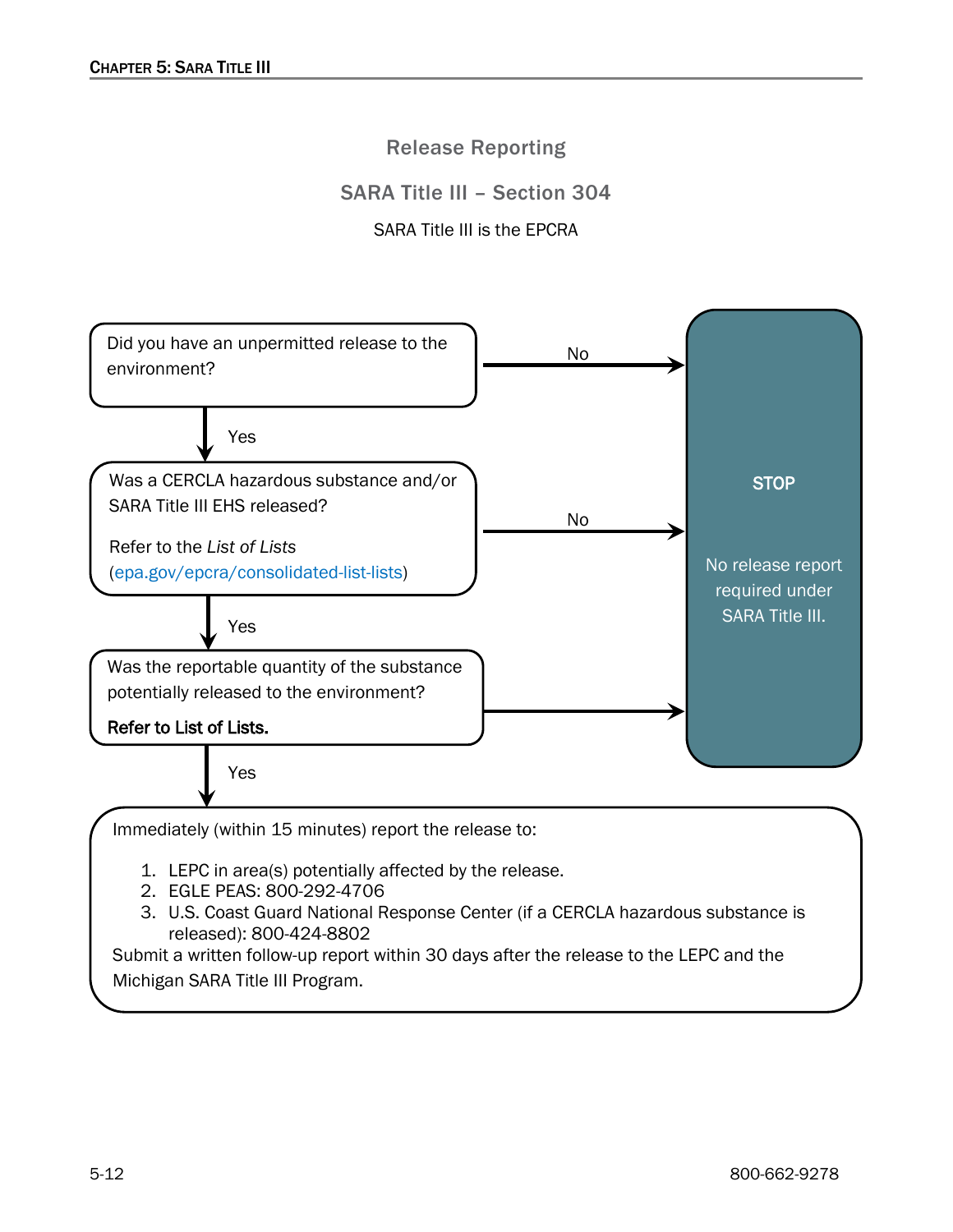## Release Reporting

## SARA Title III – Section 304

SARA Title III is the EPCRA

Did you have an unpermitted release to the environment?

- No → **STOP** — No release report required under SARA Title III.
- Yes ↓

Was a CERCLA hazardous substance and/or SARA Title III EHS released?

Refer to the *List of Lists* (epa.gov/epcra/consolidated-list-lists)

- No → **STOP** — No release report required under SARA Title III.
- Yes ↓

Was the reportable quantity of the substance potentially released to the environment?

**Refer to List of Lists.**

- → **STOP** — No release report required under SARA Title III.
- Yes ↓

Immediately (within 15 minutes) report the release to:

1. LEPC in area(s) potentially affected by the release.
2. EGLE PEAS: 800-292-4706
3. U.S. Coast Guard National Response Center (if a CERCLA hazardous substance is released): 800-424-8802

Submit a written follow-up report within 30 days after the release to the LEPC and the Michigan SARA Title III Program.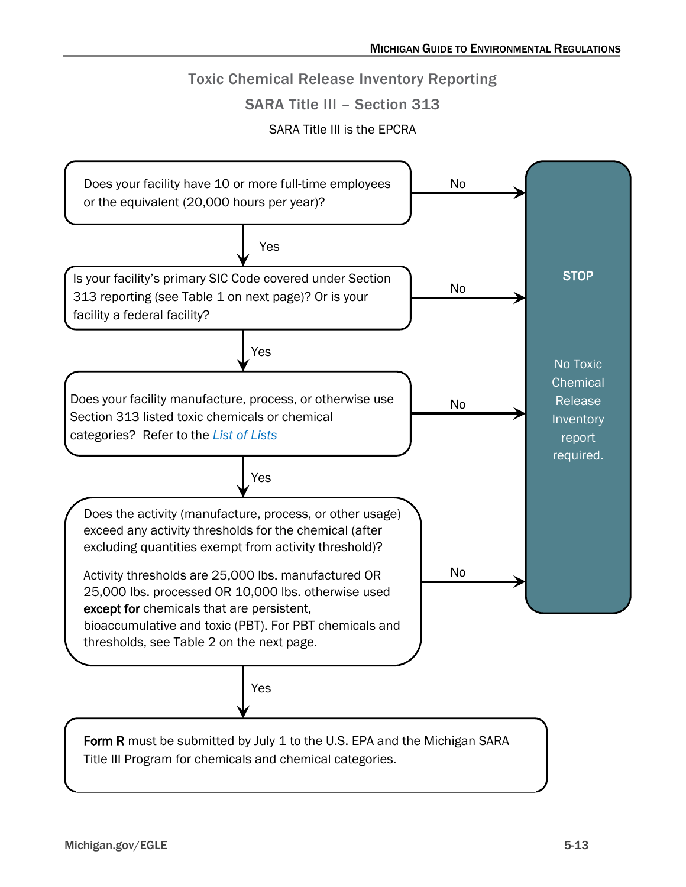## Toxic Chemical Release Inventory Reporting

## SARA Title III – Section 313

SARA Title III is the EPCRA

Does your facility have 10 or more full-time employees or the equivalent (20,000 hours per year)?

- No → **STOP** – No Toxic Chemical Release Inventory report required.
- Yes ↓

Is your facility's primary SIC Code covered under Section 313 reporting (see Table 1 on next page)? Or is your facility a federal facility?

- No → **STOP** – No Toxic Chemical Release Inventory report required.
- Yes ↓

Does your facility manufacture, process, or otherwise use Section 313 listed toxic chemicals or chemical categories? Refer to the *List of Lists*

- No → **STOP** – No Toxic Chemical Release Inventory report required.
- Yes ↓

Does the activity (manufacture, process, or other usage) exceed any activity thresholds for the chemical (after excluding quantities exempt from activity threshold)?

Activity thresholds are 25,000 lbs. manufactured OR 25,000 lbs. processed OR 10,000 lbs. otherwise used **except for** chemicals that are persistent, bioaccumulative and toxic (PBT). For PBT chemicals and thresholds, see Table 2 on the next page.

- No → **STOP** – No Toxic Chemical Release Inventory report required.
- Yes ↓

**Form R** must be submitted by July 1 to the U.S. EPA and the Michigan SARA Title III Program for chemicals and chemical categories.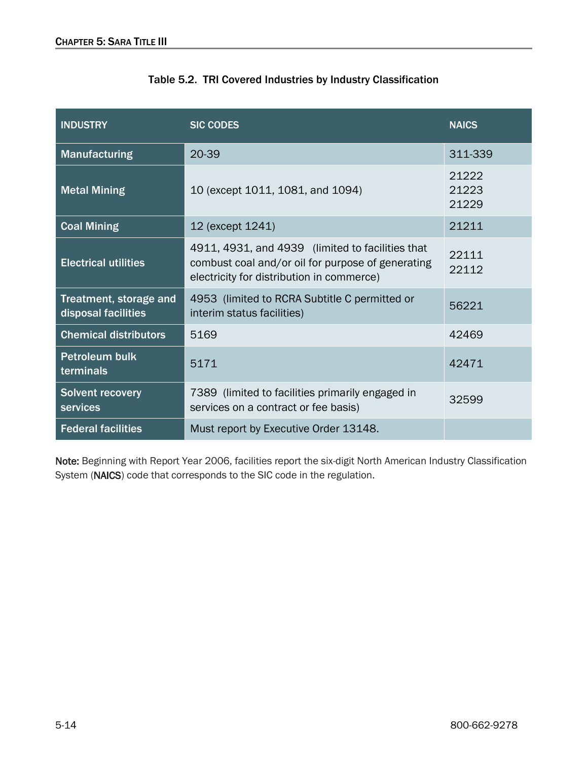Table 5.2. TRI Covered Industries by Industry Classification

| INDUSTRY | SIC CODES | NAICS |
|---|---|---|
| **Manufacturing** | 20-39 | 311-339 |
| **Metal Mining** | 10 (except 1011, 1081, and 1094) | 21222<br>21223<br>21229 |
| **Coal Mining** | 12 (except 1241) | 21211 |
| **Electrical utilities** | 4911, 4931, and 4939 (limited to facilities that combust coal and/or oil for purpose of generating electricity for distribution in commerce) | 22111<br>22112 |
| **Treatment, storage and disposal facilities** | 4953 (limited to RCRA Subtitle C permitted or interim status facilities) | 56221 |
| **Chemical distributors** | 5169 | 42469 |
| **Petroleum bulk terminals** | 5171 | 42471 |
| **Solvent recovery services** | 7389 (limited to facilities primarily engaged in services on a contract or fee basis) | 32599 |
| **Federal facilities** | Must report by Executive Order 13148. | |

**Note:** Beginning with Report Year 2006, facilities report the six-digit North American Industry Classification System (**NAICS**) code that corresponds to the SIC code in the regulation.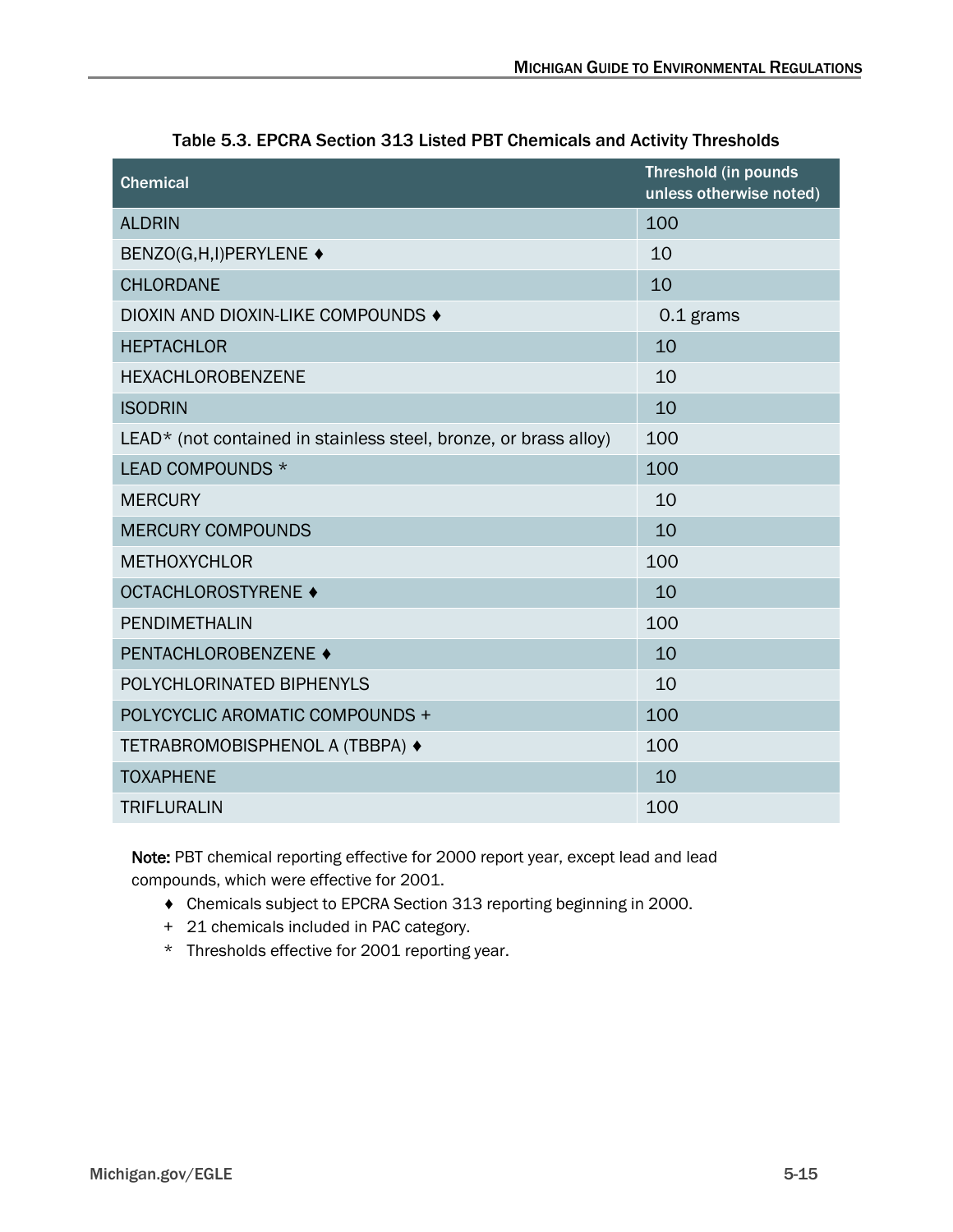**Table 5.3. EPCRA Section 313 Listed PBT Chemicals and Activity Thresholds**

| Chemical | Threshold (in pounds unless otherwise noted) |
|---|---|
| ALDRIN | 100 |
| BENZO(G,H,I)PERYLENE ♦ | 10 |
| CHLORDANE | 10 |
| DIOXIN AND DIOXIN-LIKE COMPOUNDS ♦ | 0.1 grams |
| HEPTACHLOR | 10 |
| HEXACHLOROBENZENE | 10 |
| ISODRIN | 10 |
| LEAD* (not contained in stainless steel, bronze, or brass alloy) | 100 |
| LEAD COMPOUNDS * | 100 |
| MERCURY | 10 |
| MERCURY COMPOUNDS | 10 |
| METHOXYCHLOR | 100 |
| OCTACHLOROSTYRENE ♦ | 10 |
| PENDIMETHALIN | 100 |
| PENTACHLOROBENZENE ♦ | 10 |
| POLYCHLORINATED BIPHENYLS | 10 |
| POLYCYCLIC AROMATIC COMPOUNDS + | 100 |
| TETRABROMOBISPHENOL A (TBBPA) ♦ | 100 |
| TOXAPHENE | 10 |
| TRIFLURALIN | 100 |

**Note:** PBT chemical reporting effective for 2000 report year, except lead and lead compounds, which were effective for 2001.

- ♦ Chemicals subject to EPCRA Section 313 reporting beginning in 2000.
- \+ 21 chemicals included in PAC category.
- \* Thresholds effective for 2001 reporting year.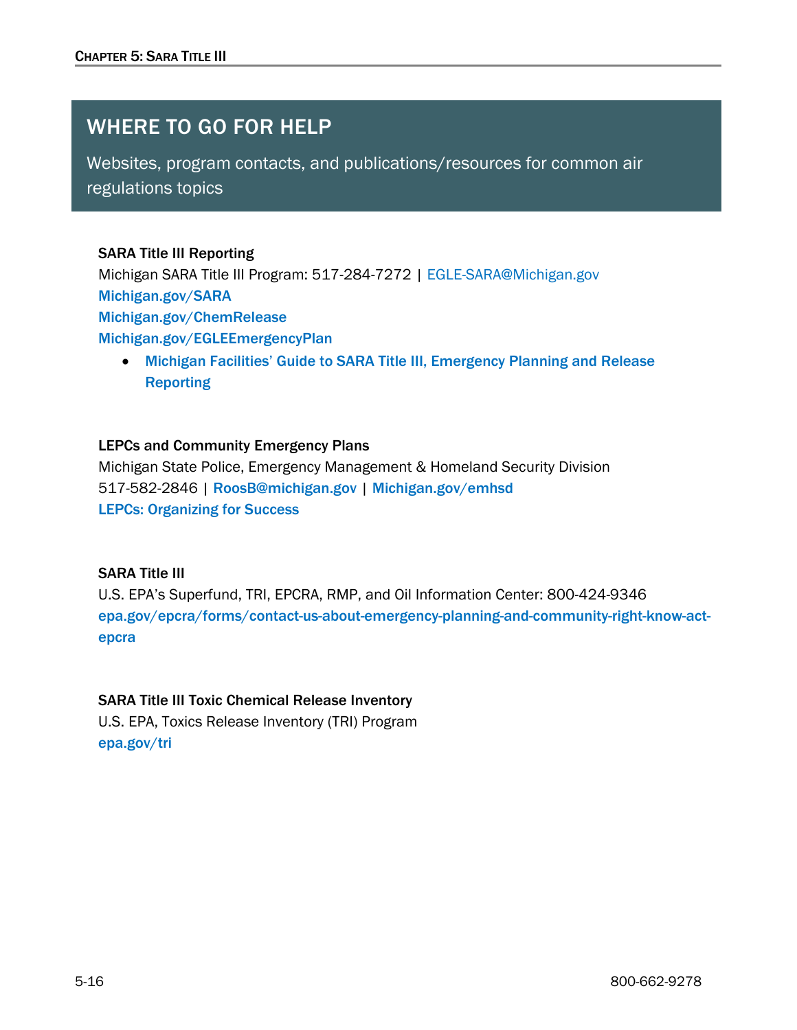## WHERE TO GO FOR HELP

Websites, program contacts, and publications/resources for common air regulations topics

**SARA Title III Reporting**
Michigan SARA Title III Program: 517-284-7272 | EGLE-SARA@Michigan.gov
**Michigan.gov/SARA**
**Michigan.gov/ChemRelease**
**Michigan.gov/EGLEEmergencyPlan**

- **Michigan Facilities' Guide to SARA Title III, Emergency Planning and Release Reporting**

**LEPCs and Community Emergency Plans**
Michigan State Police, Emergency Management & Homeland Security Division
517-582-2846 | **RoosB@michigan.gov** | **Michigan.gov/emhsd**
**LEPCs: Organizing for Success**

**SARA Title III**
U.S. EPA's Superfund, TRI, EPCRA, RMP, and Oil Information Center: 800-424-9346
**epa.gov/epcra/forms/contact-us-about-emergency-planning-and-community-right-know-act-epcra**

**SARA Title III Toxic Chemical Release Inventory**
U.S. EPA, Toxics Release Inventory (TRI) Program
**epa.gov/tri**